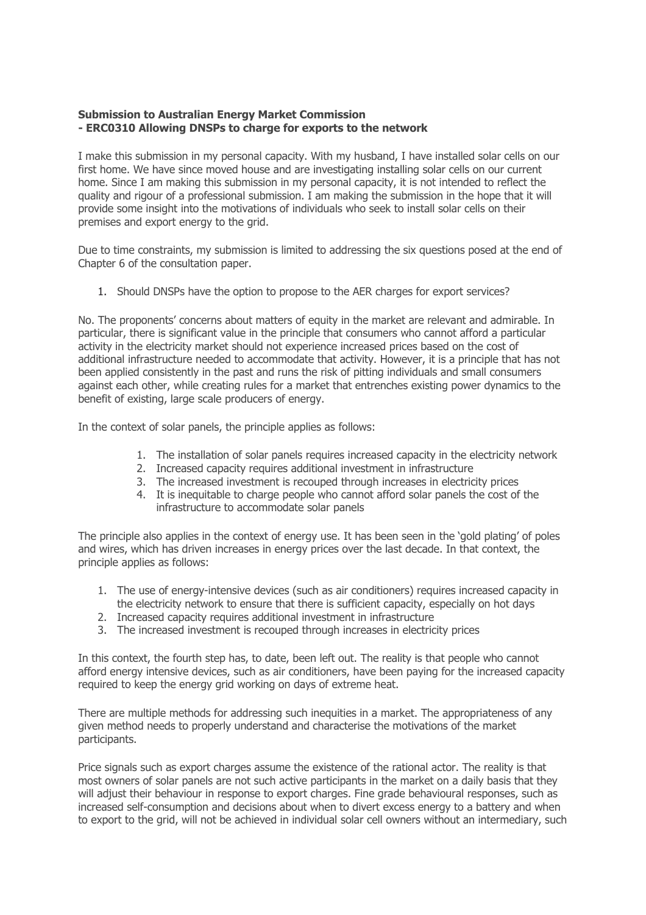**Submission to Australian Energy Market Commission**
**- ERC0310 Allowing DNSPs to charge for exports to the network**

I make this submission in my personal capacity. With my husband, I have installed solar cells on our first home. We have since moved house and are investigating installing solar cells on our current home. Since I am making this submission in my personal capacity, it is not intended to reflect the quality and rigour of a professional submission. I am making the submission in the hope that it will provide some insight into the motivations of individuals who seek to install solar cells on their premises and export energy to the grid.

Due to time constraints, my submission is limited to addressing the six questions posed at the end of Chapter 6 of the consultation paper.

1. Should DNSPs have the option to propose to the AER charges for export services?

No. The proponents' concerns about matters of equity in the market are relevant and admirable. In particular, there is significant value in the principle that consumers who cannot afford a particular activity in the electricity market should not experience increased prices based on the cost of additional infrastructure needed to accommodate that activity. However, it is a principle that has not been applied consistently in the past and runs the risk of pitting individuals and small consumers against each other, while creating rules for a market that entrenches existing power dynamics to the benefit of existing, large scale producers of energy.

In the context of solar panels, the principle applies as follows:

1. The installation of solar panels requires increased capacity in the electricity network
2. Increased capacity requires additional investment in infrastructure
3. The increased investment is recouped through increases in electricity prices
4. It is inequitable to charge people who cannot afford solar panels the cost of the infrastructure to accommodate solar panels

The principle also applies in the context of energy use. It has been seen in the 'gold plating' of poles and wires, which has driven increases in energy prices over the last decade. In that context, the principle applies as follows:

1. The use of energy-intensive devices (such as air conditioners) requires increased capacity in the electricity network to ensure that there is sufficient capacity, especially on hot days
2. Increased capacity requires additional investment in infrastructure
3. The increased investment is recouped through increases in electricity prices

In this context, the fourth step has, to date, been left out. The reality is that people who cannot afford energy intensive devices, such as air conditioners, have been paying for the increased capacity required to keep the energy grid working on days of extreme heat.

There are multiple methods for addressing such inequities in a market. The appropriateness of any given method needs to properly understand and characterise the motivations of the market participants.

Price signals such as export charges assume the existence of the rational actor. The reality is that most owners of solar panels are not such active participants in the market on a daily basis that they will adjust their behaviour in response to export charges. Fine grade behavioural responses, such as increased self-consumption and decisions about when to divert excess energy to a battery and when to export to the grid, will not be achieved in individual solar cell owners without an intermediary, such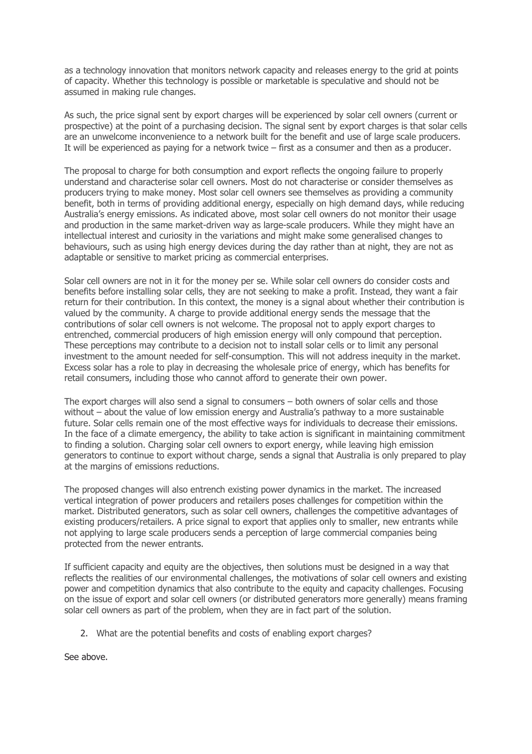as a technology innovation that monitors network capacity and releases energy to the grid at points of capacity. Whether this technology is possible or marketable is speculative and should not be assumed in making rule changes.

As such, the price signal sent by export charges will be experienced by solar cell owners (current or prospective) at the point of a purchasing decision. The signal sent by export charges is that solar cells are an unwelcome inconvenience to a network built for the benefit and use of large scale producers. It will be experienced as paying for a network twice – first as a consumer and then as a producer.

The proposal to charge for both consumption and export reflects the ongoing failure to properly understand and characterise solar cell owners. Most do not characterise or consider themselves as producers trying to make money. Most solar cell owners see themselves as providing a community benefit, both in terms of providing additional energy, especially on high demand days, while reducing Australia's energy emissions. As indicated above, most solar cell owners do not monitor their usage and production in the same market-driven way as large-scale producers. While they might have an intellectual interest and curiosity in the variations and might make some generalised changes to behaviours, such as using high energy devices during the day rather than at night, they are not as adaptable or sensitive to market pricing as commercial enterprises.

Solar cell owners are not in it for the money per se. While solar cell owners do consider costs and benefits before installing solar cells, they are not seeking to make a profit. Instead, they want a fair return for their contribution. In this context, the money is a signal about whether their contribution is valued by the community. A charge to provide additional energy sends the message that the contributions of solar cell owners is not welcome. The proposal not to apply export charges to entrenched, commercial producers of high emission energy will only compound that perception. These perceptions may contribute to a decision not to install solar cells or to limit any personal investment to the amount needed for self-consumption. This will not address inequity in the market. Excess solar has a role to play in decreasing the wholesale price of energy, which has benefits for retail consumers, including those who cannot afford to generate their own power.

The export charges will also send a signal to consumers – both owners of solar cells and those without – about the value of low emission energy and Australia's pathway to a more sustainable future. Solar cells remain one of the most effective ways for individuals to decrease their emissions. In the face of a climate emergency, the ability to take action is significant in maintaining commitment to finding a solution. Charging solar cell owners to export energy, while leaving high emission generators to continue to export without charge, sends a signal that Australia is only prepared to play at the margins of emissions reductions.

The proposed changes will also entrench existing power dynamics in the market. The increased vertical integration of power producers and retailers poses challenges for competition within the market. Distributed generators, such as solar cell owners, challenges the competitive advantages of existing producers/retailers. A price signal to export that applies only to smaller, new entrants while not applying to large scale producers sends a perception of large commercial companies being protected from the newer entrants.

If sufficient capacity and equity are the objectives, then solutions must be designed in a way that reflects the realities of our environmental challenges, the motivations of solar cell owners and existing power and competition dynamics that also contribute to the equity and capacity challenges. Focusing on the issue of export and solar cell owners (or distributed generators more generally) means framing solar cell owners as part of the problem, when they are in fact part of the solution.

2. What are the potential benefits and costs of enabling export charges?

See above.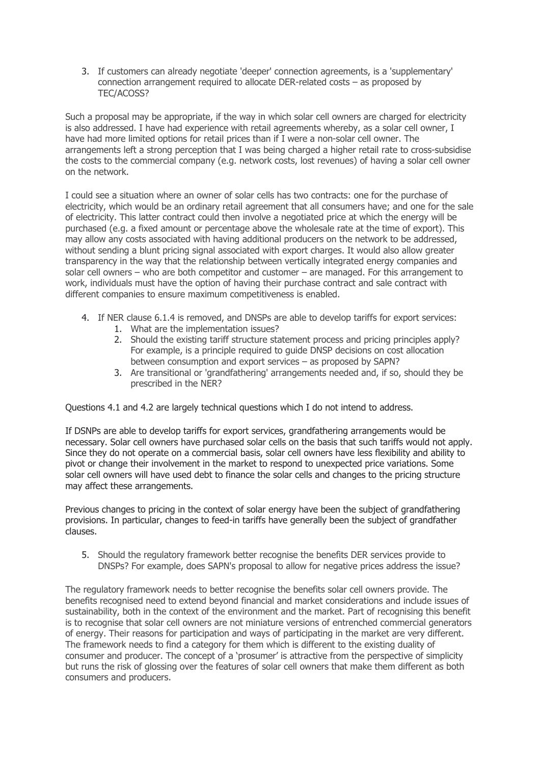3. If customers can already negotiate 'deeper' connection agreements, is a 'supplementary' connection arrangement required to allocate DER-related costs – as proposed by TEC/ACOSS?

Such a proposal may be appropriate, if the way in which solar cell owners are charged for electricity is also addressed. I have had experience with retail agreements whereby, as a solar cell owner, I have had more limited options for retail prices than if I were a non-solar cell owner. The arrangements left a strong perception that I was being charged a higher retail rate to cross-subsidise the costs to the commercial company (e.g. network costs, lost revenues) of having a solar cell owner on the network.

I could see a situation where an owner of solar cells has two contracts: one for the purchase of electricity, which would be an ordinary retail agreement that all consumers have; and one for the sale of electricity. This latter contract could then involve a negotiated price at which the energy will be purchased (e.g. a fixed amount or percentage above the wholesale rate at the time of export). This may allow any costs associated with having additional producers on the network to be addressed, without sending a blunt pricing signal associated with export charges. It would also allow greater transparency in the way that the relationship between vertically integrated energy companies and solar cell owners – who are both competitor and customer – are managed. For this arrangement to work, individuals must have the option of having their purchase contract and sale contract with different companies to ensure maximum competitiveness is enabled.

4. If NER clause 6.1.4 is removed, and DNSPs are able to develop tariffs for export services:
   1. What are the implementation issues?
   2. Should the existing tariff structure statement process and pricing principles apply? For example, is a principle required to guide DNSP decisions on cost allocation between consumption and export services – as proposed by SAPN?
   3. Are transitional or 'grandfathering' arrangements needed and, if so, should they be prescribed in the NER?

Questions 4.1 and 4.2 are largely technical questions which I do not intend to address.

If DSNPs are able to develop tariffs for export services, grandfathering arrangements would be necessary. Solar cell owners have purchased solar cells on the basis that such tariffs would not apply. Since they do not operate on a commercial basis, solar cell owners have less flexibility and ability to pivot or change their involvement in the market to respond to unexpected price variations. Some solar cell owners will have used debt to finance the solar cells and changes to the pricing structure may affect these arrangements.

Previous changes to pricing in the context of solar energy have been the subject of grandfathering provisions. In particular, changes to feed-in tariffs have generally been the subject of grandfather clauses.

5. Should the regulatory framework better recognise the benefits DER services provide to DNSPs? For example, does SAPN's proposal to allow for negative prices address the issue?

The regulatory framework needs to better recognise the benefits solar cell owners provide. The benefits recognised need to extend beyond financial and market considerations and include issues of sustainability, both in the context of the environment and the market. Part of recognising this benefit is to recognise that solar cell owners are not miniature versions of entrenched commercial generators of energy. Their reasons for participation and ways of participating in the market are very different. The framework needs to find a category for them which is different to the existing duality of consumer and producer. The concept of a 'prosumer' is attractive from the perspective of simplicity but runs the risk of glossing over the features of solar cell owners that make them different as both consumers and producers.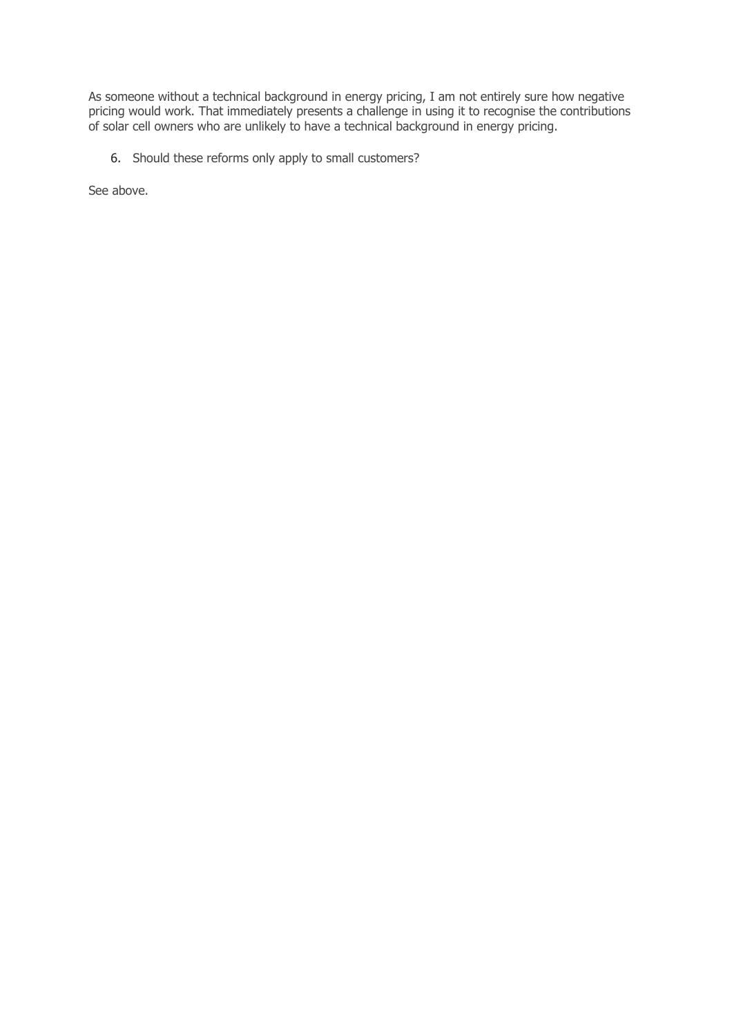As someone without a technical background in energy pricing, I am not entirely sure how negative pricing would work. That immediately presents a challenge in using it to recognise the contributions of solar cell owners who are unlikely to have a technical background in energy pricing.

6. Should these reforms only apply to small customers?

See above.